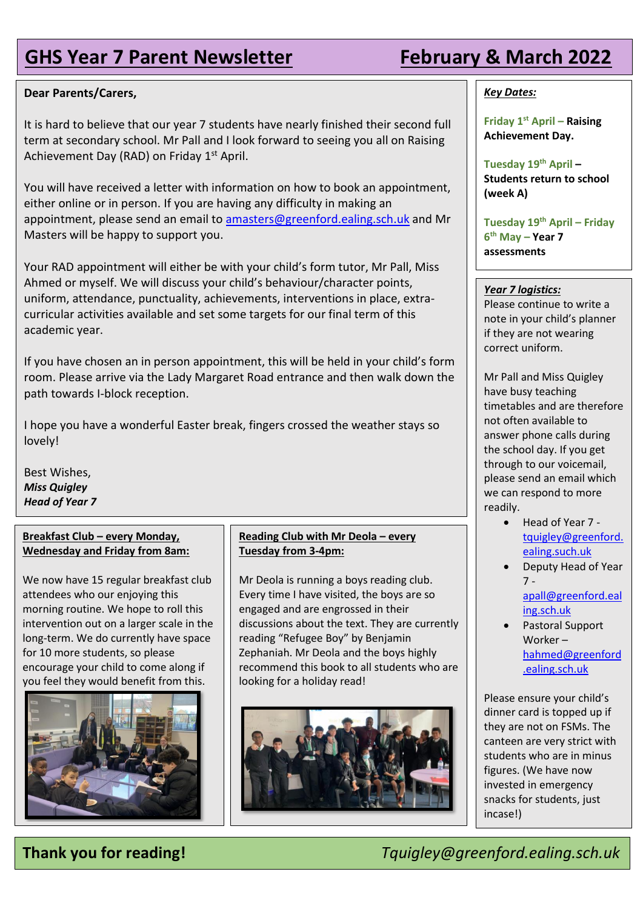# GHS Year 7 Parent Newsletter — February & March 2022

**Dear Parents/Carers,**

It is hard to believe that our year 7 students have nearly finished their second full term at secondary school. Mr Pall and I look forward to seeing you all on Raising Achievement Day (RAD) on Friday 1st April.

You will have received a letter with information on how to book an appointment, either online or in person. If you are having any difficulty in making an appointment, please send an email to amasters@greenford.ealing.sch.uk and Mr Masters will be happy to support you.

Your RAD appointment will either be with your child's form tutor, Mr Pall, Miss Ahmed or myself. We will discuss your child's behaviour/character points, uniform, attendance, punctuality, achievements, interventions in place, extra-curricular activities available and set some targets for our final term of this academic year.

If you have chosen an in person appointment, this will be held in your child's form room. Please arrive via the Lady Margaret Road entrance and then walk down the path towards I-block reception.

I hope you have a wonderful Easter break, fingers crossed the weather stays so lovely!

Best Wishes,
***Miss Quigley***
***Head of Year 7***

### Key Dates:

**Friday 1st April – Raising Achievement Day.**

**Tuesday 19th April – Students return to school (week A)**

**Tuesday 19th April – Friday 6th May – Year 7 assessments**

### Year 7 logistics:

Please continue to write a note in your child's planner if they are not wearing correct uniform.

Mr Pall and Miss Quigley have busy teaching timetables and are therefore not often available to answer phone calls during the school day. If you get through to our voicemail, please send an email which we can respond to more readily.

- Head of Year 7 - tquigley@greenford.ealing.such.uk
- Deputy Head of Year 7 - apall@greenford.ealing.sch.uk
- Pastoral Support Worker – hahmed@greenford.ealing.sch.uk

Please ensure your child's dinner card is topped up if they are not on FSMs. The canteen are very strict with students who are in minus figures. (We have now invested in emergency snacks for students, just incase!)

### Breakfast Club – every Monday, Wednesday and Friday from 8am:

We now have 15 regular breakfast club attendees who our enjoying this morning routine. We hope to roll this intervention out on a larger scale in the long-term. We do currently have space for 10 more students, so please encourage your child to come along if you feel they would benefit from this.

### Reading Club with Mr Deola – every Tuesday from 3-4pm:

Mr Deola is running a boys reading club. Every time I have visited, the boys are so engaged and are engrossed in their discussions about the text. They are currently reading "Refugee Boy" by Benjamin Zephaniah. Mr Deola and the boys highly recommend this book to all students who are looking for a holiday read!

**Thank you for reading!** *Tquigley@greenford.ealing.sch.uk*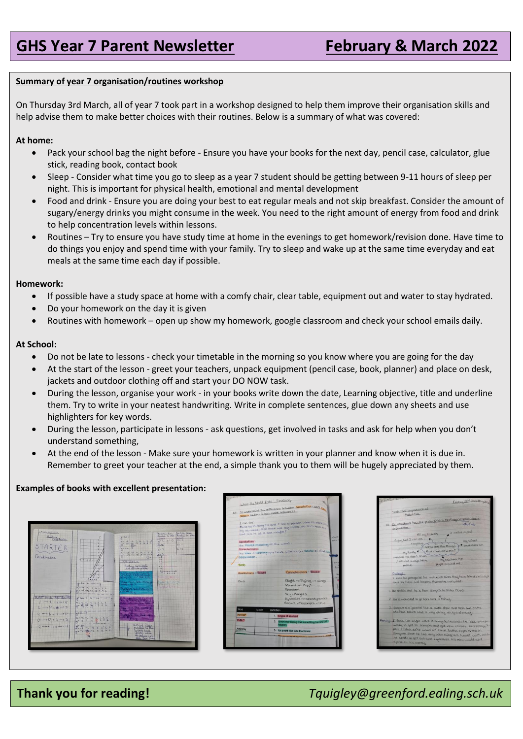# GHS Year 7 Parent Newsletter — February & March 2022

**Summary of year 7 organisation/routines workshop**

On Thursday 3rd March, all of year 7 took part in a workshop designed to help them improve their organisation skills and help advise them to make better choices with their routines. Below is a summary of what was covered:

**At home:**

- Pack your school bag the night before - Ensure you have your books for the next day, pencil case, calculator, glue stick, reading book, contact book
- Sleep - Consider what time you go to sleep as a year 7 student should be getting between 9-11 hours of sleep per night. This is important for physical health, emotional and mental development
- Food and drink - Ensure you are doing your best to eat regular meals and not skip breakfast. Consider the amount of sugary/energy drinks you might consume in the week. You need to the right amount of energy from food and drink to help concentration levels within lessons.
- Routines – Try to ensure you have study time at home in the evenings to get homework/revision done. Have time to do things you enjoy and spend time with your family. Try to sleep and wake up at the same time everyday and eat meals at the same time each day if possible.

**Homework:**

- If possible have a study space at home with a comfy chair, clear table, equipment out and water to stay hydrated.
- Do your homework on the day it is given
- Routines with homework – open up show my homework, google classroom and check your school emails daily.

**At School:**

- Do not be late to lessons - check your timetable in the morning so you know where you are going for the day
- At the start of the lesson - greet your teachers, unpack equipment (pencil case, book, planner) and place on desk, jackets and outdoor clothing off and start your DO NOW task.
- During the lesson, organise your work - in your books write down the date, Learning objective, title and underline them. Try to write in your neatest handwriting. Write in complete sentences, glue down any sheets and use highlighters for key words.
- During the lesson, participate in lessons - ask questions, get involved in tasks and ask for help when you don't understand something,
- At the end of the lesson - Make sure your homework is written in your planner and know when it is due in. Remember to greet your teacher at the end, a simple thank you to them will be hugely appreciated by them.

**Examples of books with excellent presentation:**

**Thank you for reading!** *Tquigley@greenford.ealing.sch.uk*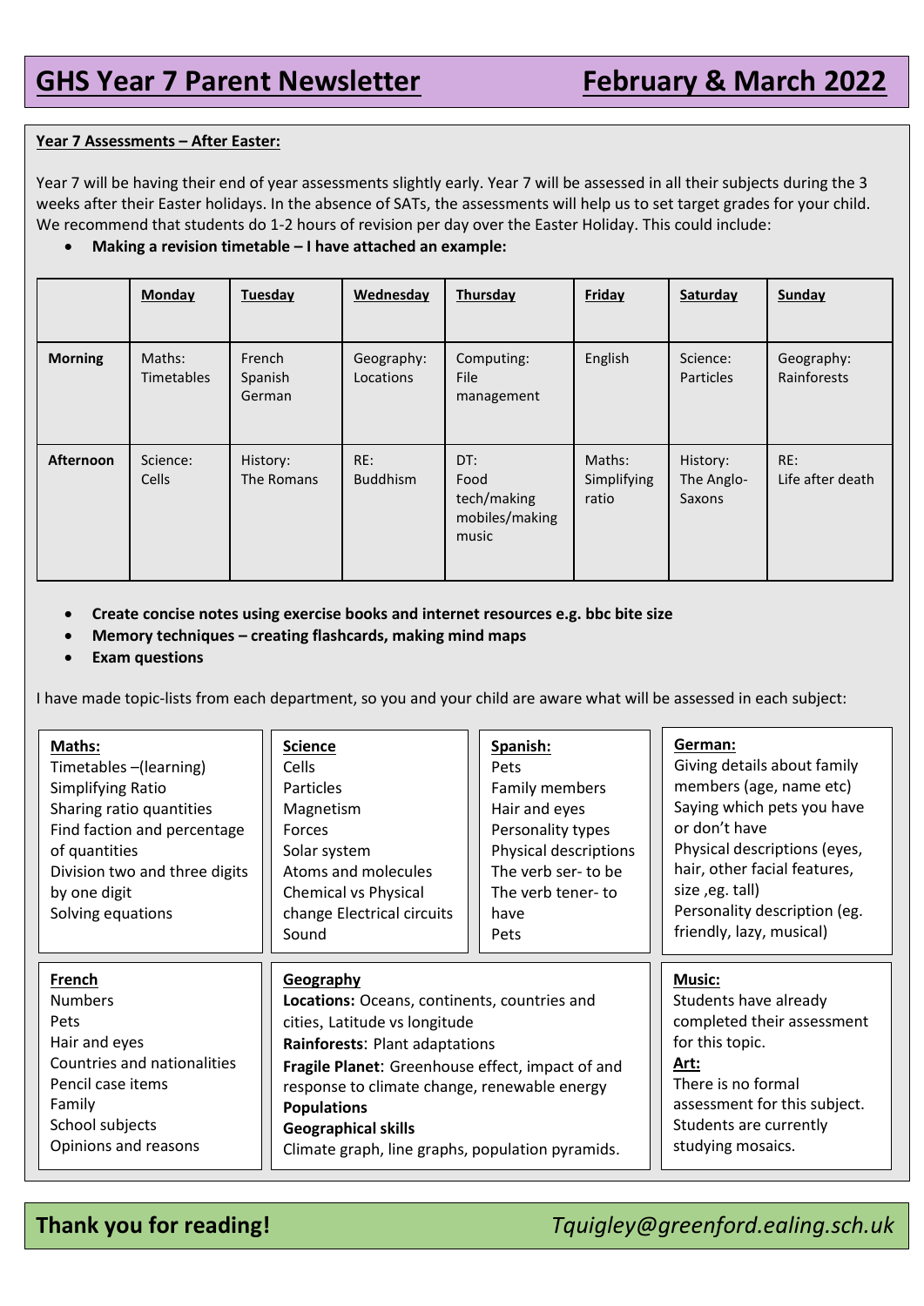# GHS Year 7 Parent Newsletter — February & March 2022

**Year 7 Assessments – After Easter:**

Year 7 will be having their end of year assessments slightly early. Year 7 will be assessed in all their subjects during the 3 weeks after their Easter holidays. In the absence of SATs, the assessments will help us to set target grades for your child. We recommend that students do 1-2 hours of revision per day over the Easter Holiday. This could include:

- **Making a revision timetable – I have attached an example:**

| | Monday | Tuesday | Wednesday | Thursday | Friday | Saturday | Sunday |
|---|---|---|---|---|---|---|---|
| **Morning** | Maths: Timetables | French Spanish German | Geography: Locations | Computing: File management | English | Science: Particles | Geography: Rainforests |
| **Afternoon** | Science: Cells | History: The Romans | RE: Buddhism | DT: Food tech/making mobiles/making music | Maths: Simplifying ratio | History: The Anglo-Saxons | RE: Life after death |

- **Create concise notes using exercise books and internet resources e.g. bbc bite size**
- **Memory techniques – creating flashcards, making mind maps**
- **Exam questions**

I have made topic-lists from each department, so you and your child are aware what will be assessed in each subject:

**Maths:**
Timetables –(learning)
Simplifying Ratio
Sharing ratio quantities
Find faction and percentage of quantities
Division two and three digits by one digit
Solving equations

**Science**
Cells
Particles
Magnetism
Forces
Solar system
Atoms and molecules
Chemical vs Physical change Electrical circuits
Sound

**Spanish:**
Pets
Family members
Hair and eyes
Personality types
Physical descriptions
The verb ser- to be
The verb tener- to have
Pets

**German:**
Giving details about family members (age, name etc)
Saying which pets you have or don't have
Physical descriptions (eyes, hair, other facial features, size ,eg. tall)
Personality description (eg. friendly, lazy, musical)

**French**
Numbers
Pets
Hair and eyes
Countries and nationalities
Pencil case items
Family
School subjects
Opinions and reasons

**Geography**
**Locations:** Oceans, continents, countries and cities, Latitude vs longitude
**Rainforests**: Plant adaptations
**Fragile Planet**: Greenhouse effect, impact of and response to climate change, renewable energy
**Populations**
**Geographical skills**
Climate graph, line graphs, population pyramids.

**Music:**
Students have already completed their assessment for this topic.

**Art:**
There is no formal assessment for this subject. Students are currently studying mosaics.

**Thank you for reading!** *Tquigley@greenford.ealing.sch.uk*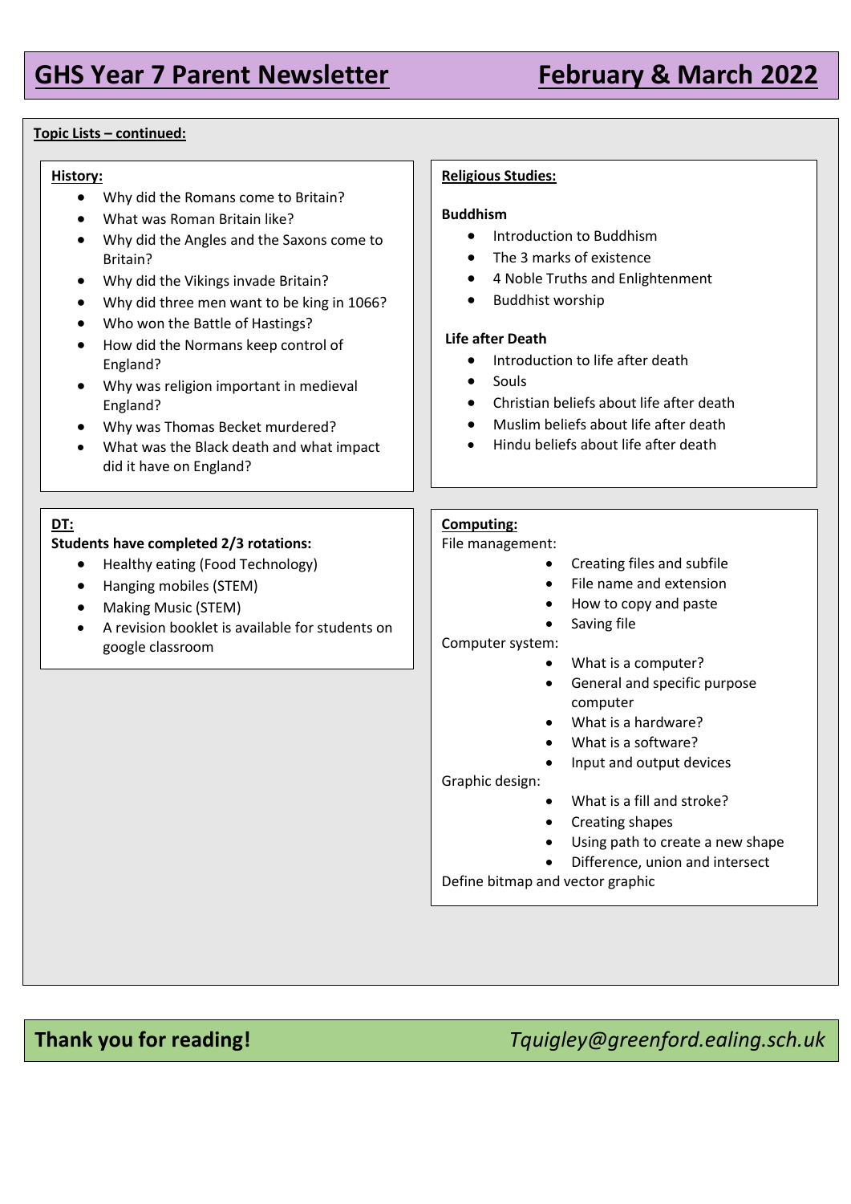# GHS Year 7 Parent Newsletter — February & March 2022

**Topic Lists – continued:**

## History:

- Why did the Romans come to Britain?
- What was Roman Britain like?
- Why did the Angles and the Saxons come to Britain?
- Why did the Vikings invade Britain?
- Why did three men want to be king in 1066?
- Who won the Battle of Hastings?
- How did the Normans keep control of England?
- Why was religion important in medieval England?
- Why was Thomas Becket murdered?
- What was the Black death and what impact did it have on England?

## Religious Studies:

**Buddhism**

- Introduction to Buddhism
- The 3 marks of existence
- 4 Noble Truths and Enlightenment
- Buddhist worship

**Life after Death**

- Introduction to life after death
- Souls
- Christian beliefs about life after death
- Muslim beliefs about life after death
- Hindu beliefs about life after death

## DT:

**Students have completed 2/3 rotations:**

- Healthy eating (Food Technology)
- Hanging mobiles (STEM)
- Making Music (STEM)
- A revision booklet is available for students on google classroom

## Computing:

File management:

- Creating files and subfile
- File name and extension
- How to copy and paste
- Saving file

Computer system:

- What is a computer?
- General and specific purpose computer
- What is a hardware?
- What is a software?
- Input and output devices

Graphic design:

- What is a fill and stroke?
- Creating shapes
- Using path to create a new shape
- Difference, union and intersect

Define bitmap and vector graphic

**Thank you for reading!** *Tquigley@greenford.ealing.sch.uk*